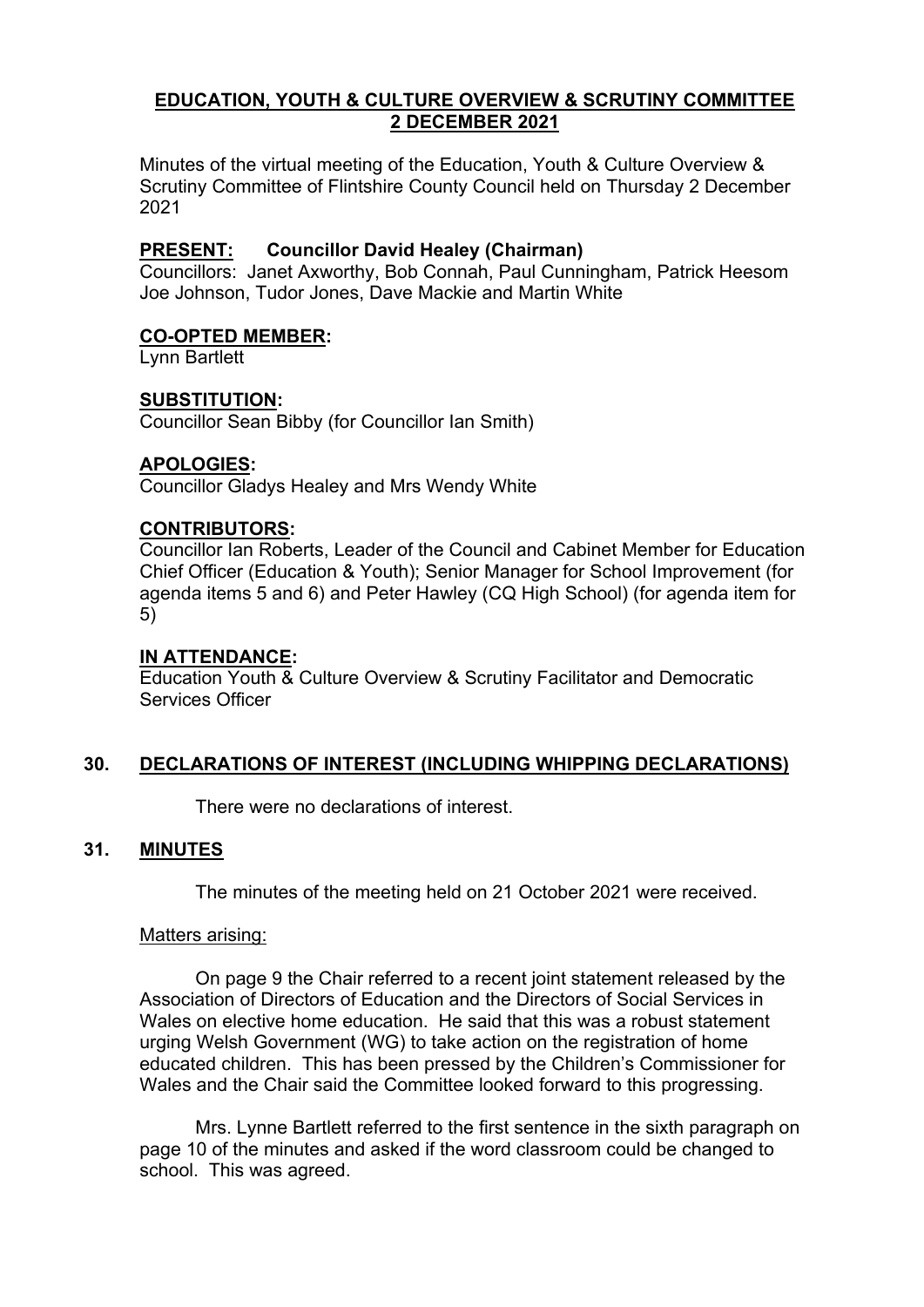# EDUCATION, YOUTH & CULTURE OVERVIEW & SCRUTINY COMMITTEE
## 2 DECEMBER 2021

Minutes of the virtual meeting of the Education, Youth & Culture Overview & Scrutiny Committee of Flintshire County Council held on Thursday 2 December 2021

**PRESENT: Councillor David Healey (Chairman)**
Councillors: Janet Axworthy, Bob Connah, Paul Cunningham, Patrick Heesom Joe Johnson, Tudor Jones, Dave Mackie and Martin White

**CO-OPTED MEMBER:**
Lynn Bartlett

**SUBSTITUTION:**
Councillor Sean Bibby (for Councillor Ian Smith)

**APOLOGIES:**
Councillor Gladys Healey and Mrs Wendy White

**CONTRIBUTORS:**
Councillor Ian Roberts, Leader of the Council and Cabinet Member for Education Chief Officer (Education & Youth); Senior Manager for School Improvement (for agenda items 5 and 6) and Peter Hawley (CQ High School) (for agenda item for 5)

**IN ATTENDANCE:**
Education Youth & Culture Overview & Scrutiny Facilitator and Democratic Services Officer

## 30. DECLARATIONS OF INTEREST (INCLUDING WHIPPING DECLARATIONS)

There were no declarations of interest.

## 31. MINUTES

The minutes of the meeting held on 21 October 2021 were received.

Matters arising:

On page 9 the Chair referred to a recent joint statement released by the Association of Directors of Education and the Directors of Social Services in Wales on elective home education. He said that this was a robust statement urging Welsh Government (WG) to take action on the registration of home educated children. This has been pressed by the Children's Commissioner for Wales and the Chair said the Committee looked forward to this progressing.

Mrs. Lynne Bartlett referred to the first sentence in the sixth paragraph on page 10 of the minutes and asked if the word classroom could be changed to school. This was agreed.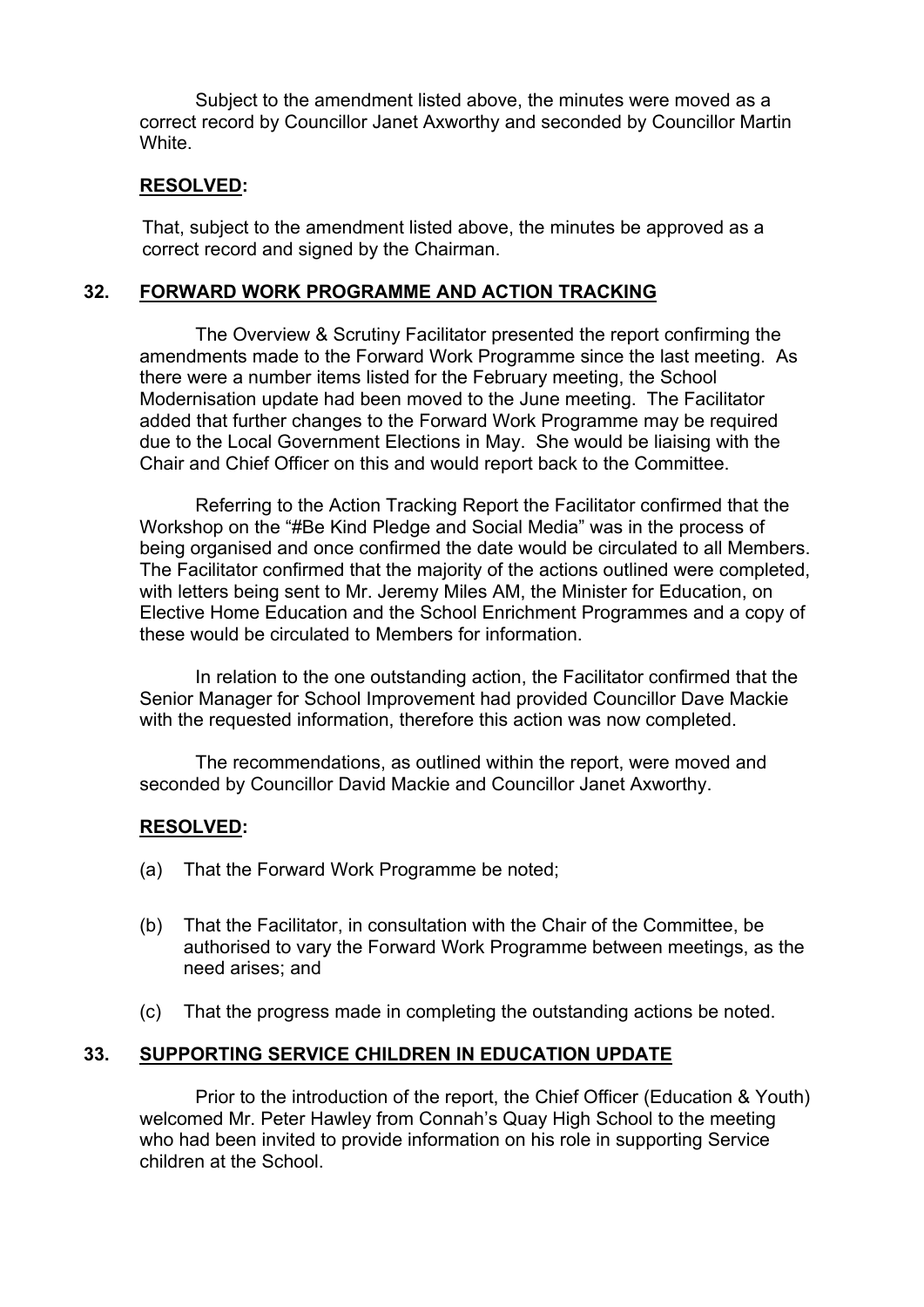Subject to the amendment listed above, the minutes were moved as a correct record by Councillor Janet Axworthy and seconded by Councillor Martin White.

**RESOLVED:**

That, subject to the amendment listed above, the minutes be approved as a correct record and signed by the Chairman.

## 32. FORWARD WORK PROGRAMME AND ACTION TRACKING

The Overview & Scrutiny Facilitator presented the report confirming the amendments made to the Forward Work Programme since the last meeting. As there were a number items listed for the February meeting, the School Modernisation update had been moved to the June meeting. The Facilitator added that further changes to the Forward Work Programme may be required due to the Local Government Elections in May. She would be liaising with the Chair and Chief Officer on this and would report back to the Committee.

Referring to the Action Tracking Report the Facilitator confirmed that the Workshop on the "#Be Kind Pledge and Social Media" was in the process of being organised and once confirmed the date would be circulated to all Members. The Facilitator confirmed that the majority of the actions outlined were completed, with letters being sent to Mr. Jeremy Miles AM, the Minister for Education, on Elective Home Education and the School Enrichment Programmes and a copy of these would be circulated to Members for information.

In relation to the one outstanding action, the Facilitator confirmed that the Senior Manager for School Improvement had provided Councillor Dave Mackie with the requested information, therefore this action was now completed.

The recommendations, as outlined within the report, were moved and seconded by Councillor David Mackie and Councillor Janet Axworthy.

**RESOLVED:**

(a) That the Forward Work Programme be noted;

(b) That the Facilitator, in consultation with the Chair of the Committee, be authorised to vary the Forward Work Programme between meetings, as the need arises; and

(c) That the progress made in completing the outstanding actions be noted.

## 33. SUPPORTING SERVICE CHILDREN IN EDUCATION UPDATE

Prior to the introduction of the report, the Chief Officer (Education & Youth) welcomed Mr. Peter Hawley from Connah's Quay High School to the meeting who had been invited to provide information on his role in supporting Service children at the School.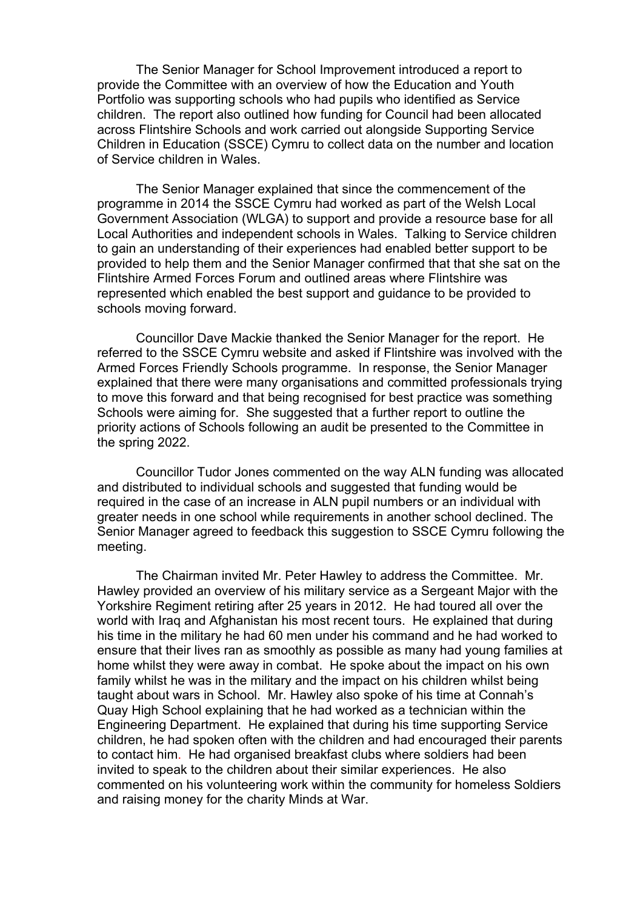The Senior Manager for School Improvement introduced a report to provide the Committee with an overview of how the Education and Youth Portfolio was supporting schools who had pupils who identified as Service children. The report also outlined how funding for Council had been allocated across Flintshire Schools and work carried out alongside Supporting Service Children in Education (SSCE) Cymru to collect data on the number and location of Service children in Wales.

The Senior Manager explained that since the commencement of the programme in 2014 the SSCE Cymru had worked as part of the Welsh Local Government Association (WLGA) to support and provide a resource base for all Local Authorities and independent schools in Wales. Talking to Service children to gain an understanding of their experiences had enabled better support to be provided to help them and the Senior Manager confirmed that that she sat on the Flintshire Armed Forces Forum and outlined areas where Flintshire was represented which enabled the best support and guidance to be provided to schools moving forward.

Councillor Dave Mackie thanked the Senior Manager for the report. He referred to the SSCE Cymru website and asked if Flintshire was involved with the Armed Forces Friendly Schools programme. In response, the Senior Manager explained that there were many organisations and committed professionals trying to move this forward and that being recognised for best practice was something Schools were aiming for. She suggested that a further report to outline the priority actions of Schools following an audit be presented to the Committee in the spring 2022.

Councillor Tudor Jones commented on the way ALN funding was allocated and distributed to individual schools and suggested that funding would be required in the case of an increase in ALN pupil numbers or an individual with greater needs in one school while requirements in another school declined. The Senior Manager agreed to feedback this suggestion to SSCE Cymru following the meeting.

The Chairman invited Mr. Peter Hawley to address the Committee. Mr. Hawley provided an overview of his military service as a Sergeant Major with the Yorkshire Regiment retiring after 25 years in 2012. He had toured all over the world with Iraq and Afghanistan his most recent tours. He explained that during his time in the military he had 60 men under his command and he had worked to ensure that their lives ran as smoothly as possible as many had young families at home whilst they were away in combat. He spoke about the impact on his own family whilst he was in the military and the impact on his children whilst being taught about wars in School. Mr. Hawley also spoke of his time at Connah's Quay High School explaining that he had worked as a technician within the Engineering Department. He explained that during his time supporting Service children, he had spoken often with the children and had encouraged their parents to contact him. He had organised breakfast clubs where soldiers had been invited to speak to the children about their similar experiences. He also commented on his volunteering work within the community for homeless Soldiers and raising money for the charity Minds at War.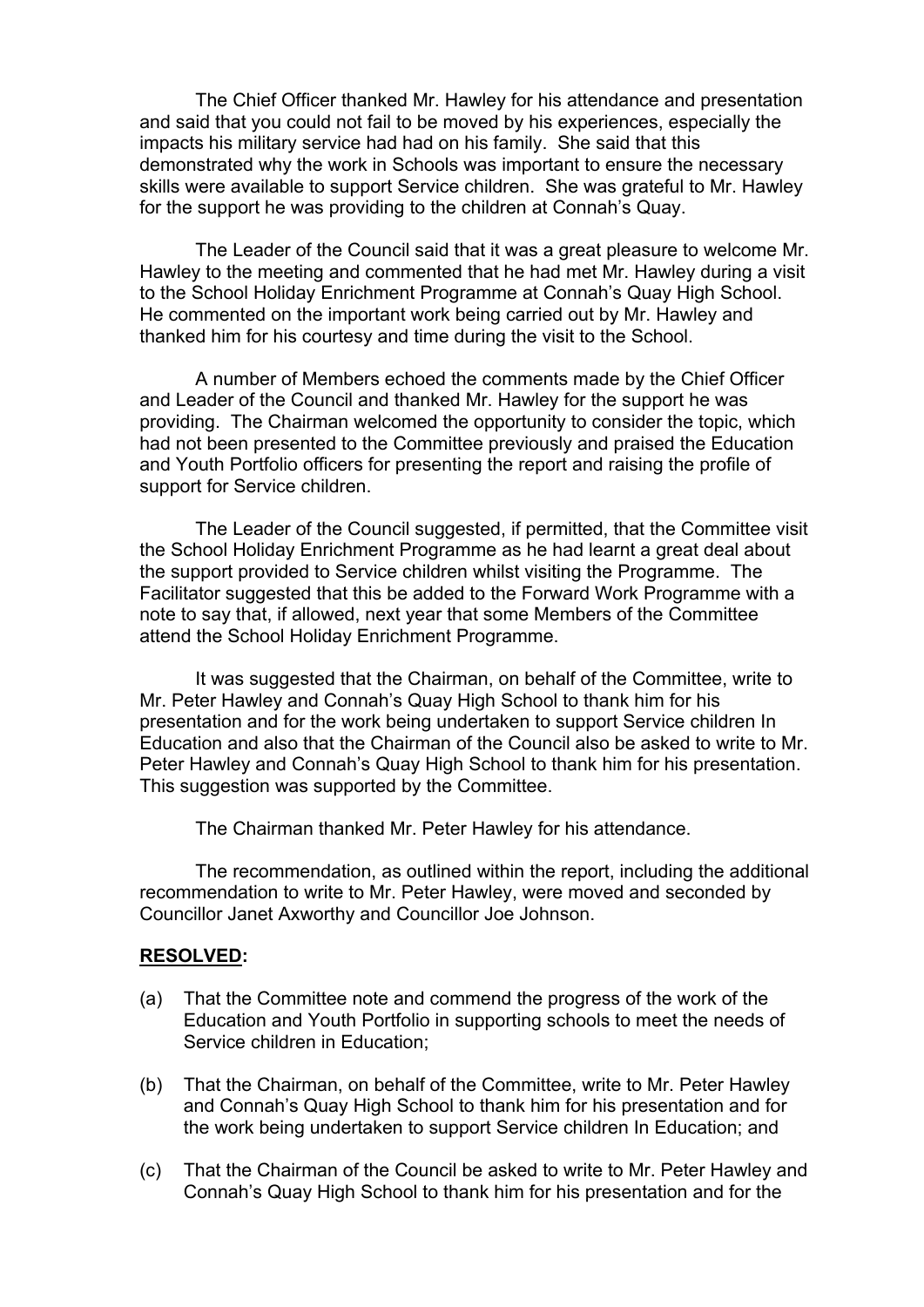The Chief Officer thanked Mr. Hawley for his attendance and presentation and said that you could not fail to be moved by his experiences, especially the impacts his military service had had on his family. She said that this demonstrated why the work in Schools was important to ensure the necessary skills were available to support Service children. She was grateful to Mr. Hawley for the support he was providing to the children at Connah's Quay.

The Leader of the Council said that it was a great pleasure to welcome Mr. Hawley to the meeting and commented that he had met Mr. Hawley during a visit to the School Holiday Enrichment Programme at Connah's Quay High School. He commented on the important work being carried out by Mr. Hawley and thanked him for his courtesy and time during the visit to the School.

A number of Members echoed the comments made by the Chief Officer and Leader of the Council and thanked Mr. Hawley for the support he was providing. The Chairman welcomed the opportunity to consider the topic, which had not been presented to the Committee previously and praised the Education and Youth Portfolio officers for presenting the report and raising the profile of support for Service children.

The Leader of the Council suggested, if permitted, that the Committee visit the School Holiday Enrichment Programme as he had learnt a great deal about the support provided to Service children whilst visiting the Programme. The Facilitator suggested that this be added to the Forward Work Programme with a note to say that, if allowed, next year that some Members of the Committee attend the School Holiday Enrichment Programme.

It was suggested that the Chairman, on behalf of the Committee, write to Mr. Peter Hawley and Connah's Quay High School to thank him for his presentation and for the work being undertaken to support Service children In Education and also that the Chairman of the Council also be asked to write to Mr. Peter Hawley and Connah's Quay High School to thank him for his presentation. This suggestion was supported by the Committee.

The Chairman thanked Mr. Peter Hawley for his attendance.

The recommendation, as outlined within the report, including the additional recommendation to write to Mr. Peter Hawley, were moved and seconded by Councillor Janet Axworthy and Councillor Joe Johnson.

**RESOLVED:**

(a) That the Committee note and commend the progress of the work of the Education and Youth Portfolio in supporting schools to meet the needs of Service children in Education;

(b) That the Chairman, on behalf of the Committee, write to Mr. Peter Hawley and Connah's Quay High School to thank him for his presentation and for the work being undertaken to support Service children In Education; and

(c) That the Chairman of the Council be asked to write to Mr. Peter Hawley and Connah's Quay High School to thank him for his presentation and for the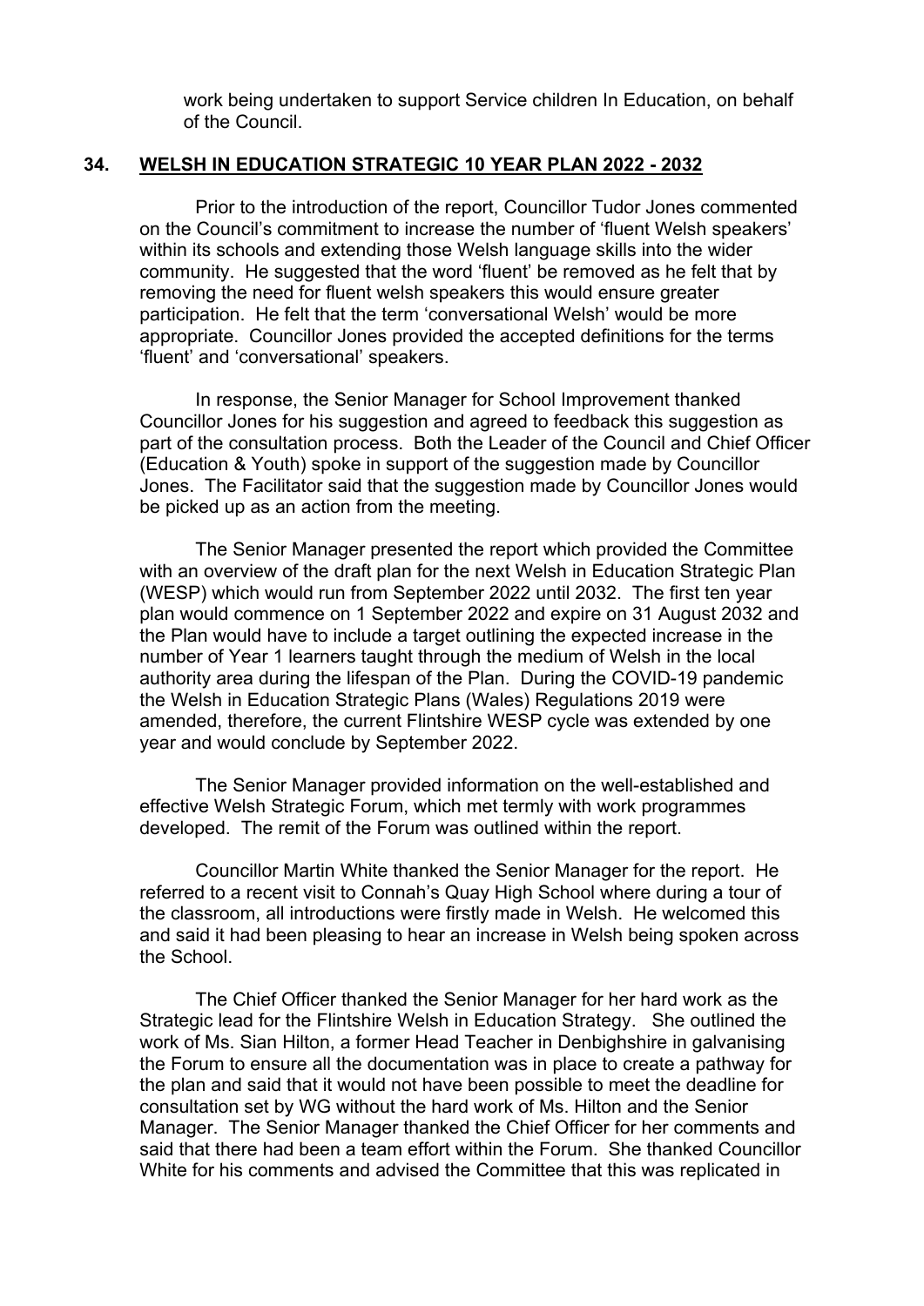work being undertaken to support Service children In Education, on behalf of the Council.

## 34. WELSH IN EDUCATION STRATEGIC 10 YEAR PLAN 2022 - 2032

Prior to the introduction of the report, Councillor Tudor Jones commented on the Council's commitment to increase the number of 'fluent Welsh speakers' within its schools and extending those Welsh language skills into the wider community. He suggested that the word 'fluent' be removed as he felt that by removing the need for fluent welsh speakers this would ensure greater participation. He felt that the term 'conversational Welsh' would be more appropriate. Councillor Jones provided the accepted definitions for the terms 'fluent' and 'conversational' speakers.

In response, the Senior Manager for School Improvement thanked Councillor Jones for his suggestion and agreed to feedback this suggestion as part of the consultation process. Both the Leader of the Council and Chief Officer (Education & Youth) spoke in support of the suggestion made by Councillor Jones. The Facilitator said that the suggestion made by Councillor Jones would be picked up as an action from the meeting.

The Senior Manager presented the report which provided the Committee with an overview of the draft plan for the next Welsh in Education Strategic Plan (WESP) which would run from September 2022 until 2032. The first ten year plan would commence on 1 September 2022 and expire on 31 August 2032 and the Plan would have to include a target outlining the expected increase in the number of Year 1 learners taught through the medium of Welsh in the local authority area during the lifespan of the Plan. During the COVID-19 pandemic the Welsh in Education Strategic Plans (Wales) Regulations 2019 were amended, therefore, the current Flintshire WESP cycle was extended by one year and would conclude by September 2022.

The Senior Manager provided information on the well-established and effective Welsh Strategic Forum, which met termly with work programmes developed. The remit of the Forum was outlined within the report.

Councillor Martin White thanked the Senior Manager for the report. He referred to a recent visit to Connah's Quay High School where during a tour of the classroom, all introductions were firstly made in Welsh. He welcomed this and said it had been pleasing to hear an increase in Welsh being spoken across the School.

The Chief Officer thanked the Senior Manager for her hard work as the Strategic lead for the Flintshire Welsh in Education Strategy. She outlined the work of Ms. Sian Hilton, a former Head Teacher in Denbighshire in galvanising the Forum to ensure all the documentation was in place to create a pathway for the plan and said that it would not have been possible to meet the deadline for consultation set by WG without the hard work of Ms. Hilton and the Senior Manager. The Senior Manager thanked the Chief Officer for her comments and said that there had been a team effort within the Forum. She thanked Councillor White for his comments and advised the Committee that this was replicated in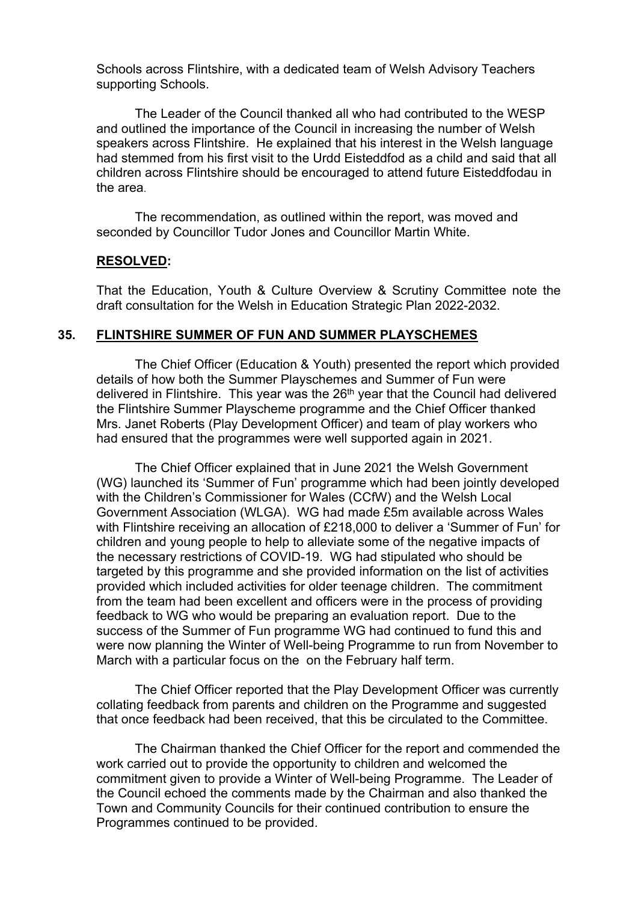Schools across Flintshire, with a dedicated team of Welsh Advisory Teachers supporting Schools.

The Leader of the Council thanked all who had contributed to the WESP and outlined the importance of the Council in increasing the number of Welsh speakers across Flintshire. He explained that his interest in the Welsh language had stemmed from his first visit to the Urdd Eisteddfod as a child and said that all children across Flintshire should be encouraged to attend future Eisteddfodau in the area.

The recommendation, as outlined within the report, was moved and seconded by Councillor Tudor Jones and Councillor Martin White.

**RESOLVED:**

That the Education, Youth & Culture Overview & Scrutiny Committee note the draft consultation for the Welsh in Education Strategic Plan 2022-2032.

## 35. FLINTSHIRE SUMMER OF FUN AND SUMMER PLAYSCHEMES

The Chief Officer (Education & Youth) presented the report which provided details of how both the Summer Playschemes and Summer of Fun were delivered in Flintshire. This year was the 26th year that the Council had delivered the Flintshire Summer Playscheme programme and the Chief Officer thanked Mrs. Janet Roberts (Play Development Officer) and team of play workers who had ensured that the programmes were well supported again in 2021.

The Chief Officer explained that in June 2021 the Welsh Government (WG) launched its 'Summer of Fun' programme which had been jointly developed with the Children's Commissioner for Wales (CCfW) and the Welsh Local Government Association (WLGA). WG had made £5m available across Wales with Flintshire receiving an allocation of £218,000 to deliver a 'Summer of Fun' for children and young people to help to alleviate some of the negative impacts of the necessary restrictions of COVID-19. WG had stipulated who should be targeted by this programme and she provided information on the list of activities provided which included activities for older teenage children. The commitment from the team had been excellent and officers were in the process of providing feedback to WG who would be preparing an evaluation report. Due to the success of the Summer of Fun programme WG had continued to fund this and were now planning the Winter of Well-being Programme to run from November to March with a particular focus on the on the February half term.

The Chief Officer reported that the Play Development Officer was currently collating feedback from parents and children on the Programme and suggested that once feedback had been received, that this be circulated to the Committee.

The Chairman thanked the Chief Officer for the report and commended the work carried out to provide the opportunity to children and welcomed the commitment given to provide a Winter of Well-being Programme. The Leader of the Council echoed the comments made by the Chairman and also thanked the Town and Community Councils for their continued contribution to ensure the Programmes continued to be provided.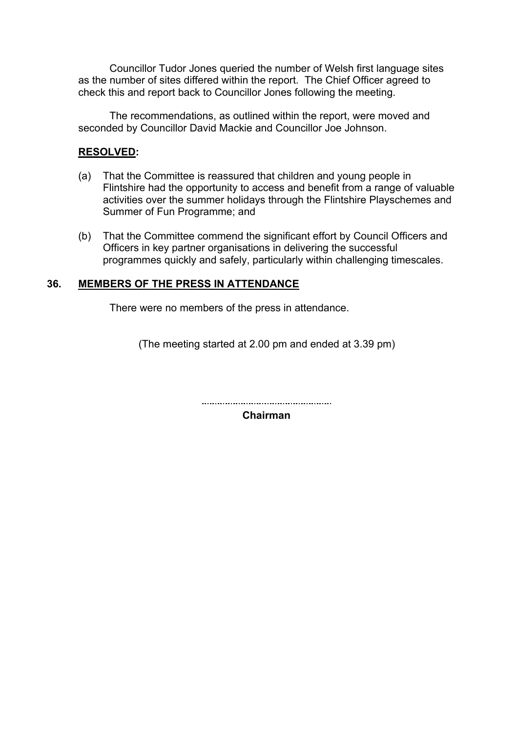Councillor Tudor Jones queried the number of Welsh first language sites as the number of sites differed within the report. The Chief Officer agreed to check this and report back to Councillor Jones following the meeting.

The recommendations, as outlined within the report, were moved and seconded by Councillor David Mackie and Councillor Joe Johnson.

**RESOLVED:**

(a) That the Committee is reassured that children and young people in Flintshire had the opportunity to access and benefit from a range of valuable activities over the summer holidays through the Flintshire Playschemes and Summer of Fun Programme; and

(b) That the Committee commend the significant effort by Council Officers and Officers in key partner organisations in delivering the successful programmes quickly and safely, particularly within challenging timescales.

## 36. MEMBERS OF THE PRESS IN ATTENDANCE

There were no members of the press in attendance.

(The meeting started at 2.00 pm and ended at 3.39 pm)

..................................................

**Chairman**